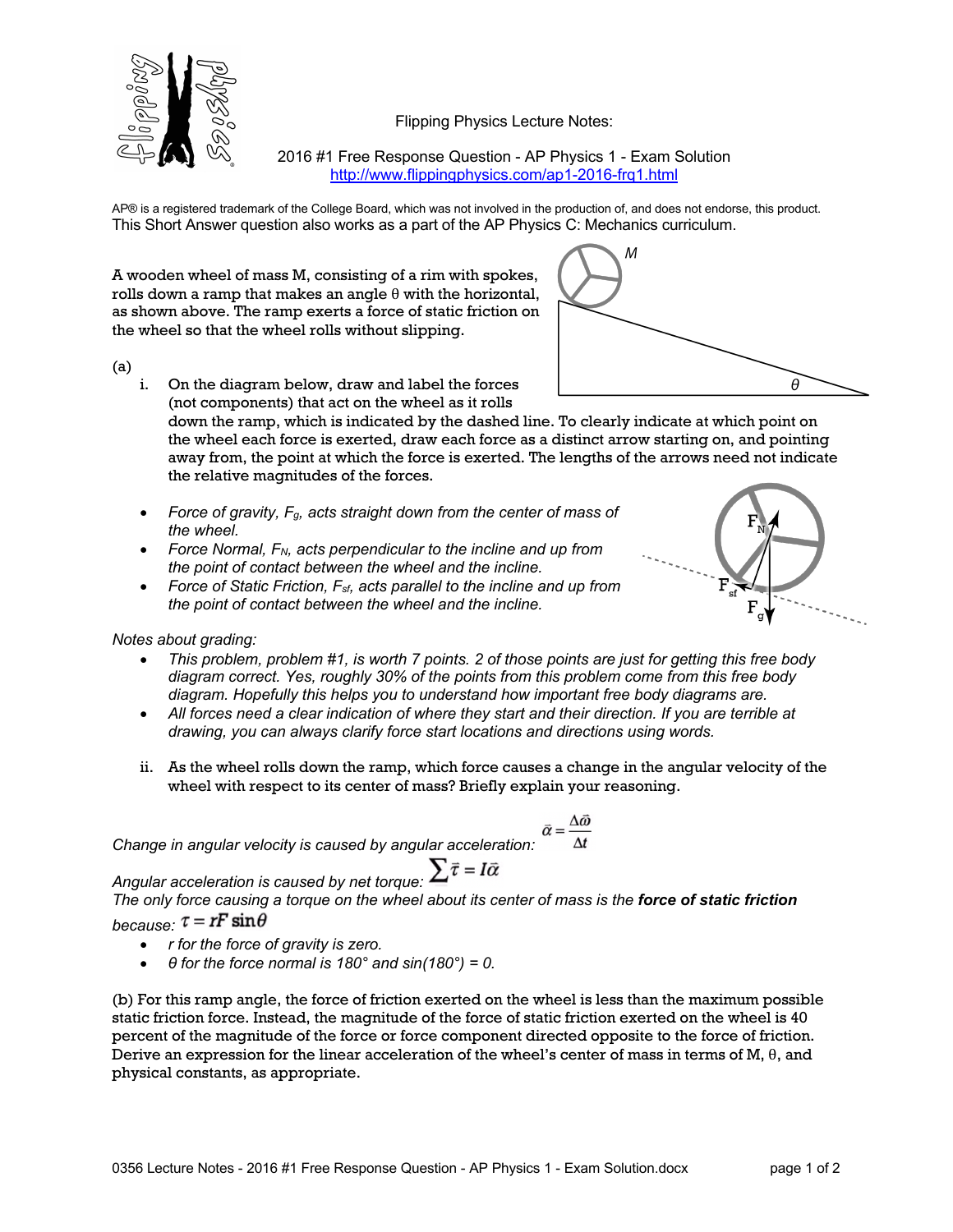Flipping Physics Lecture Notes:

2016 #1 Free Response Question - AP Physics 1 - Exam Solution
http://www.flippingphysics.com/ap1-2016-frq1.html

AP® is a registered trademark of the College Board, which was not involved in the production of, and does not endorse, this product.
This Short Answer question also works as a part of the AP Physics C: Mechanics curriculum.

A wooden wheel of mass M, consisting of a rim with spokes, rolls down a ramp that makes an angle θ with the horizontal, as shown above. The ramp exerts a force of static friction on the wheel so that the wheel rolls without slipping.

(a)

i. On the diagram below, draw and label the forces (not components) that act on the wheel as it rolls down the ramp, which is indicated by the dashed line. To clearly indicate at which point on the wheel each force is exerted, draw each force as a distinct arrow starting on, and pointing away from, the point at which the force is exerted. The lengths of the arrows need not indicate the relative magnitudes of the forces.

- *Force of gravity, $F_g$, acts straight down from the center of mass of the wheel.*
- *Force Normal, $F_N$, acts perpendicular to the incline and up from the point of contact between the wheel and the incline.*
- *Force of Static Friction, $F_{sf}$, acts parallel to the incline and up from the point of contact between the wheel and the incline.*

*Notes about grading:*

- *This problem, problem #1, is worth 7 points. 2 of those points are just for getting this free body diagram correct. Yes, roughly 30% of the points from this problem come from this free body diagram. Hopefully this helps you to understand how important free body diagrams are.*
- *All forces need a clear indication of where they start and their direction. If you are terrible at drawing, you can always clarify force start locations and directions using words.*

ii. As the wheel rolls down the ramp, which force causes a change in the angular velocity of the wheel with respect to its center of mass? Briefly explain your reasoning.

*Change in angular velocity is caused by angular acceleration:* $\vec{\alpha} = \dfrac{\Delta\vec{\omega}}{\Delta t}$

*Angular acceleration is caused by net torque:* $\sum \vec{\tau} = I\vec{\alpha}$

*The only force causing a torque on the wheel about its center of mass is the* ***force of static friction*** *because:* $\tau = rF\sin\theta$

- *r for the force of gravity is zero.*
- *θ for the force normal is 180° and sin(180°) = 0.*

(b) For this ramp angle, the force of friction exerted on the wheel is less than the maximum possible static friction force. Instead, the magnitude of the force of static friction exerted on the wheel is 40 percent of the magnitude of the force or force component directed opposite to the force of friction. Derive an expression for the linear acceleration of the wheel's center of mass in terms of M, θ, and physical constants, as appropriate.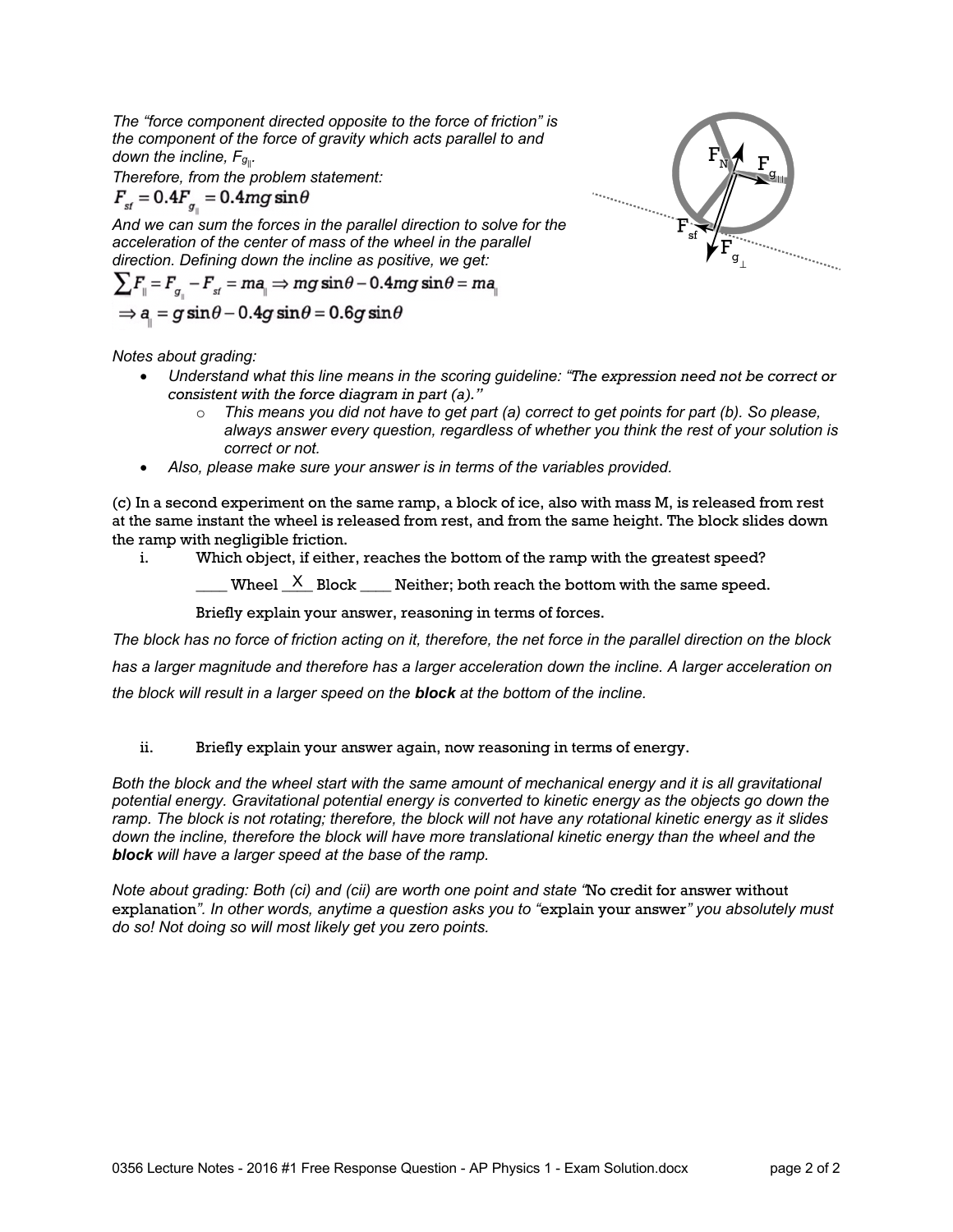*The "force component directed opposite to the force of friction" is the component of the force of gravity which acts parallel to and down the incline, $F_{g_{\parallel}}$.*

*Therefore, from the problem statement:*

$$F_{sf} = 0.4F_{g_{\parallel}} = 0.4mg\sin\theta$$

*And we can sum the forces in the parallel direction to solve for the acceleration of the center of mass of the wheel in the parallel direction. Defining down the incline as positive, we get:*

$$\sum F_{\parallel} = F_{g_{\parallel}} - F_{sf} = ma_{\parallel} \Rightarrow mg\sin\theta - 0.4mg\sin\theta = ma_{\parallel}$$

$$\Rightarrow a_{\parallel} = g\sin\theta - 0.4g\sin\theta = 0.6g\sin\theta$$

$F_N$

$F_{g_{\parallel}}$

$F_{sf}$

$F_{g_{\perp}}$

*Notes about grading:*

- *Understand what this line means in the scoring guideline: "The expression need not be correct or consistent with the force diagram in part (a)."*
  - *This means you did not have to get part (a) correct to get points for part (b). So please, always answer every question, regardless of whether you think the rest of your solution is correct or not.*
- *Also, please make sure your answer is in terms of the variables provided.*

(c) In a second experiment on the same ramp, a block of ice, also with mass M, is released from rest at the same instant the wheel is released from rest, and from the same height. The block slides down the ramp with negligible friction.

i. Which object, if either, reaches the bottom of the ramp with the greatest speed?

\_\_\_\_ Wheel \_X\_ Block \_\_\_\_ Neither; both reach the bottom with the same speed.

Briefly explain your answer, reasoning in terms of forces.

*The block has no force of friction acting on it, therefore, the net force in the parallel direction on the block has a larger magnitude and therefore has a larger acceleration down the incline. A larger acceleration on the block will result in a larger speed on the **block** at the bottom of the incline.*

ii. Briefly explain your answer again, now reasoning in terms of energy.

*Both the block and the wheel start with the same amount of mechanical energy and it is all gravitational potential energy. Gravitational potential energy is converted to kinetic energy as the objects go down the ramp. The block is not rotating; therefore, the block will not have any rotational kinetic energy as it slides down the incline, therefore the block will have more translational kinetic energy than the wheel and the **block** will have a larger speed at the base of the ramp.*

*Note about grading: Both (ci) and (cii) are worth one point and state "*No credit for answer without explanation*". In other words, anytime a question asks you to "*explain your answer*" you absolutely must do so! Not doing so will most likely get you zero points.*